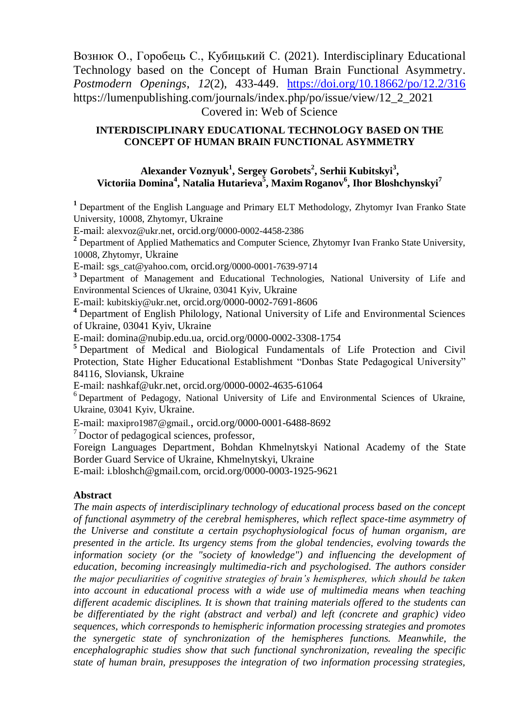Вознюк О., Горобець С., Кубицький С. (2021). Interdisciplinary Educational Technology based on the Concept of Human Brain Functional Asymmetry. *Postmodern Openings*, *12*(2), 433-449. https://doi.org/10.18662/po/12.2/316
https://lumenpublishing.com/journals/index.php/po/issue/view/12_2_2021
Covered in: Web of Science

# INTERDISCIPLINARY EDUCATIONAL TECHNOLOGY BASED ON THE CONCEPT OF HUMAN BRAIN FUNCTIONAL ASYMMETRY

**Alexander Voznyuk[1], Sergey Gorobets[2], Serhii Kubitskyi[3], Victoriia Domina[4], Natalia Hutarieva[5], Maxim Roganov[6], Ihor Bloshchynskyi[7]**

[1] Department of the English Language and Primary ELT Methodology, Zhytomyr Ivan Franko State University, 10008, Zhytomyr, Ukraine
E-mail: alexvoz@ukr.net, orcid.org/0000-0002-4458-2386

[2] Department of Applied Mathematics and Computer Science, Zhytomyr Ivan Franko State University, 10008, Zhytomyr, Ukraine
E-mail: sgs_cat@yahoo.com, orcid.org/0000-0001-7639-9714

[3] Department of Management and Educational Technologies, National University of Life and Environmental Sciences of Ukraine, 03041 Kyiv, Ukraine
E-mail: kubitskiy@ukr.net, orcid.org/0000-0002-7691-8606

[4] Department of English Philology, National University of Life and Environmental Sciences of Ukraine, 03041 Kyiv, Ukraine
E-mail: domina@nubip.edu.ua, orcid.org/0000-0002-3308-1754

[5] Department of Medical and Biological Fundamentals of Life Protection and Civil Protection, State Higher Educational Establishment "Donbas State Pedagogical University" 84116, Sloviansk, Ukraine
E-mail: nashkaf@ukr.net, orcid.org/0000-0002-4635-61064

[6] Department of Pedagogy, National University of Life and Environmental Sciences of Ukraine, Ukraine, 03041 Kyiv, Ukraine.
E-mail: maxipro1987@gmail., orcid.org/0000-0001-6488-8692

[7] Doctor of pedagogical sciences, professor,
Foreign Languages Department, Bohdan Khmelnytskyi National Academy of the State Border Guard Service of Ukraine, Khmelnytskyi, Ukraine
E-mail: i.bloshch@gmail.com, orcid.org/0000-0003-1925-9621

## Abstract

*The main aspects of interdisciplinary technology of educational process based on the concept of functional asymmetry of the cerebral hemispheres, which reflect space-time asymmetry of the Universe and constitute a certain psychophysiological focus of human organism, are presented in the article. Its urgency stems from the global tendencies, evolving towards the information society (or the "society of knowledge") and influencing the development of education, becoming increasingly multimedia-rich and psychologised. The authors consider the major peculiarities of cognitive strategies of brain's hemispheres, which should be taken into account in educational process with a wide use of multimedia means when teaching different academic disciplines. It is shown that training materials offered to the students can be differentiated by the right (abstract and verbal) and left (concrete and graphic) video sequences, which corresponds to hemispheric information processing strategies and promotes the synergetic state of synchronization of the hemispheres functions. Meanwhile, the encephalographic studies show that such functional synchronization, revealing the specific state of human brain, presupposes the integration of two information processing strategies,*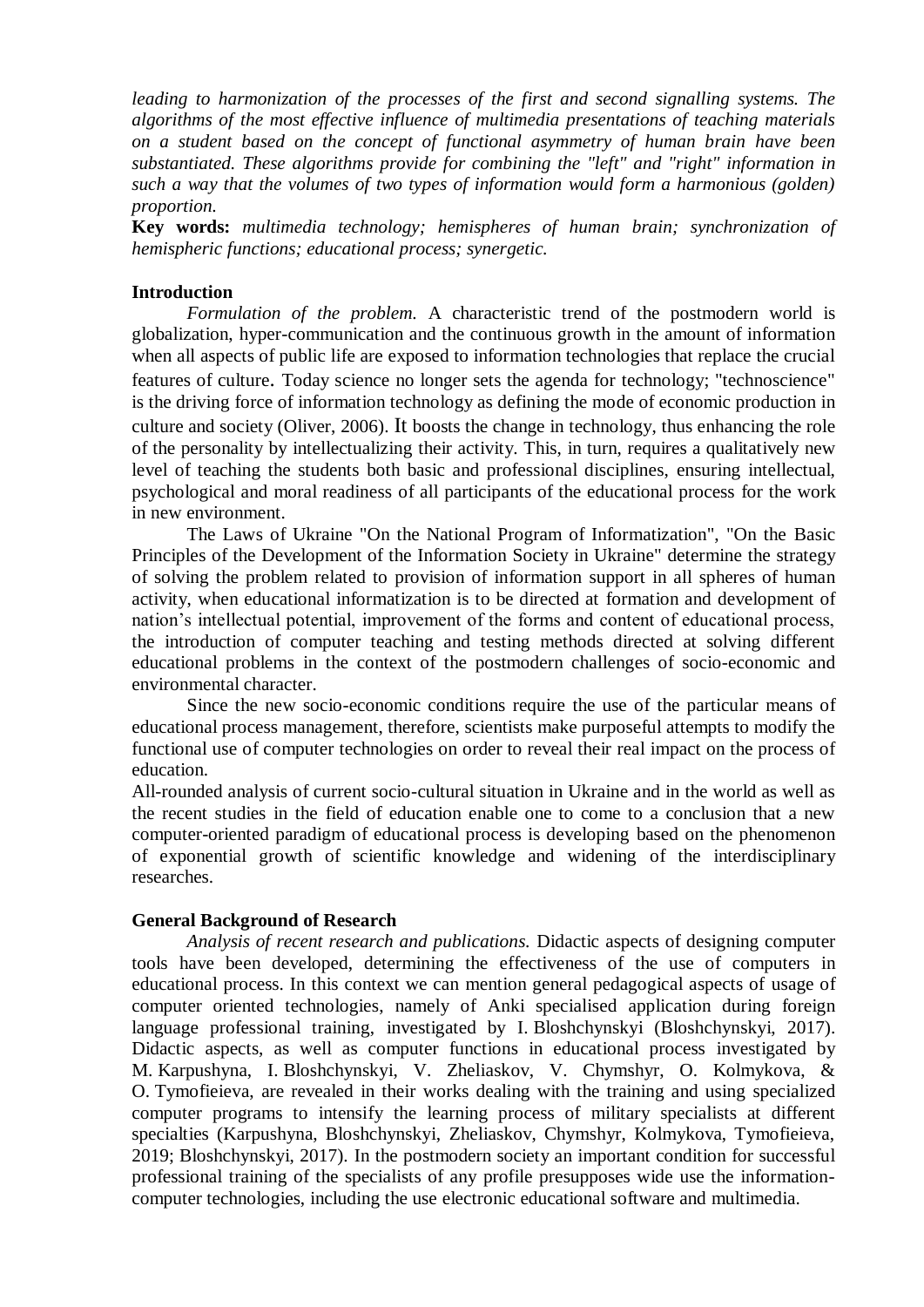*leading to harmonization of the processes of the first and second signalling systems. The algorithms of the most effective influence of multimedia presentations of teaching materials on a student based on the concept of functional asymmetry of human brain have been substantiated. These algorithms provide for combining the "left" and "right" information in such a way that the volumes of two types of information would form a harmonious (golden) proportion.*

**Key words:** *multimedia technology; hemispheres of human brain; synchronization of hemispheric functions; educational process; synergetic.*

## Introduction

*Formulation of the problem.* A characteristic trend of the postmodern world is globalization, hyper-communication and the continuous growth in the amount of information when all aspects of public life are exposed to information technologies that replace the crucial features of culture. Today science no longer sets the agenda for technology; "technoscience" is the driving force of information technology as defining the mode of economic production in culture and society (Oliver, 2006). It boosts the change in technology, thus enhancing the role of the personality by intellectualizing their activity. This, in turn, requires a qualitatively new level of teaching the students both basic and professional disciplines, ensuring intellectual, psychological and moral readiness of all participants of the educational process for the work in new environment.

The Laws of Ukraine "On the National Program of Informatization", "On the Basic Principles of the Development of the Information Society in Ukraine" determine the strategy of solving the problem related to provision of information support in all spheres of human activity, when educational informatization is to be directed at formation and development of nation's intellectual potential, improvement of the forms and content of educational process, the introduction of computer teaching and testing methods directed at solving different educational problems in the context of the postmodern challenges of socio-economic and environmental character.

Since the new socio-economic conditions require the use of the particular means of educational process management, therefore, scientists make purposeful attempts to modify the functional use of computer technologies on order to reveal their real impact on the process of education.

All-rounded analysis of current socio-cultural situation in Ukraine and in the world as well as the recent studies in the field of education enable one to come to a conclusion that a new computer-oriented paradigm of educational process is developing based on the phenomenon of exponential growth of scientific knowledge and widening of the interdisciplinary researches.

## General Background of Research

*Analysis of recent research and publications.* Didactic aspects of designing computer tools have been developed, determining the effectiveness of the use of computers in educational process. In this context we can mention general pedagogical aspects of usage of computer oriented technologies, namely of Anki specialised application during foreign language professional training, investigated by I. Bloshchynskyi (Bloshchynskyi, 2017). Didactic aspects, as well as computer functions in educational process investigated by M. Karpushyna, I. Bloshchynskyi, V. Zheliaskov, V. Chymshyr, O. Kolmykova, & O. Tymofieieva, are revealed in their works dealing with the training and using specialized computer programs to intensify the learning process of military specialists at different specialties (Karpushyna, Bloshchynskyi, Zheliaskov, Chymshyr, Kolmykova, Tymofieieva, 2019; Bloshchynskyi, 2017). In the postmodern society an important condition for successful professional training of the specialists of any profile presupposes wide use the information-computer technologies, including the use electronic educational software and multimedia.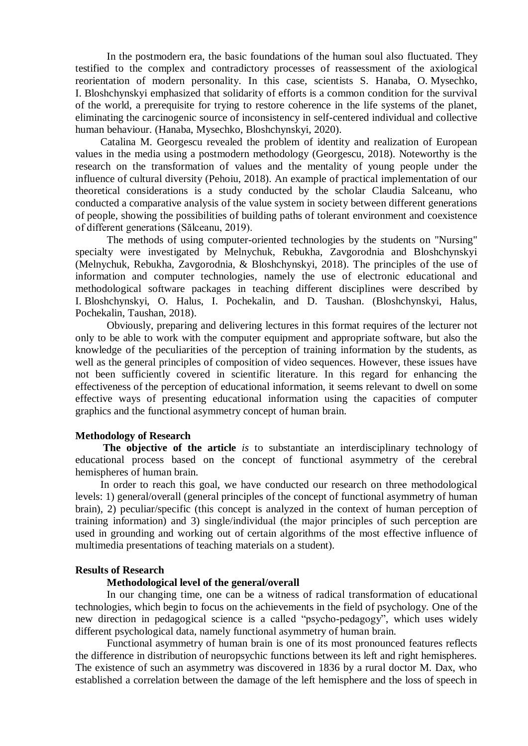In the postmodern era, the basic foundations of the human soul also fluctuated. They testified to the complex and contradictory processes of reassessment of the axiological reorientation of modern personality. In this case, scientists S. Hanaba, O. Mysechko, I. Bloshchynskyi emphasized that solidarity of efforts is a common condition for the survival of the world, a prerequisite for trying to restore coherence in the life systems of the planet, eliminating the carcinogenic source of inconsistency in self-centered individual and collective human behaviour. (Hanaba, Mysechko, Bloshchynskyi, 2020).

Catalina M. Georgescu revealed the problem of identity and realization of European values in the media using a postmodern methodology (Georgescu, 2018). Noteworthy is the research on the transformation of values and the mentality of young people under the influence of cultural diversity (Pehoiu, 2018). An example of practical implementation of our theoretical considerations is a study conducted by the scholar Claudia Salceanu, who conducted a comparative analysis of the value system in society between different generations of people, showing the possibilities of building paths of tolerant environment and coexistence of different generations (Sălceanu, 2019).

The methods of using computer-oriented technologies by the students on "Nursing" specialty were investigated by Melnychuk, Rebukha, Zavgorodnia and Bloshchynskyi (Melnychuk, Rebukha, Zavgorodnia, & Bloshchynskyi, 2018). The principles of the use of information and computer technologies, namely the use of electronic educational and methodological software packages in teaching different disciplines were described by I. Bloshchynskyi, O. Halus, I. Pochekalin, and D. Taushan. (Bloshchynskyi, Halus, Pochekalin, Taushan, 2018).

Obviously, preparing and delivering lectures in this format requires of the lecturer not only to be able to work with the computer equipment and appropriate software, but also the knowledge of the peculiarities of the perception of training information by the students, as well as the general principles of composition of video sequences. However, these issues have not been sufficiently covered in scientific literature. In this regard for enhancing the effectiveness of the perception of educational information, it seems relevant to dwell on some effective ways of presenting educational information using the capacities of computer graphics and the functional asymmetry concept of human brain.

## Methodology of Research

**The objective of the article** *is* to substantiate an interdisciplinary technology of educational process based on the concept of functional asymmetry of the cerebral hemispheres of human brain.

In order to reach this goal, we have conducted our research on three methodological levels: 1) general/overall (general principles of the concept of functional asymmetry of human brain), 2) peculiar/specific (this concept is analyzed in the context of human perception of training information) and 3) single/individual (the major principles of such perception are used in grounding and working out of certain algorithms of the most effective influence of multimedia presentations of teaching materials on a student).

## Results of Research

### Methodological level of the general/overall

In our changing time, one can be a witness of radical transformation of educational technologies, which begin to focus on the achievements in the field of psychology. One of the new direction in pedagogical science is a called "psycho-pedagogy", which uses widely different psychological data, namely functional asymmetry of human brain.

Functional asymmetry of human brain is one of its most pronounced features reflects the difference in distribution of neuropsychic functions between its left and right hemispheres. The existence of such an asymmetry was discovered in 1836 by a rural doctor M. Dax, who established a correlation between the damage of the left hemisphere and the loss of speech in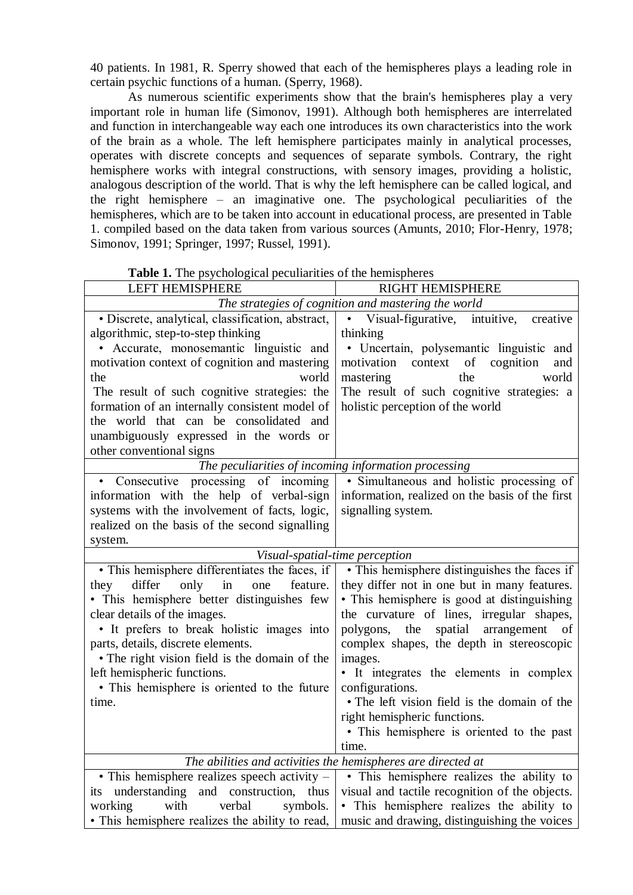40 patients. In 1981, R. Sperry showed that each of the hemispheres plays a leading role in certain psychic functions of a human. (Sperry, 1968).

As numerous scientific experiments show that the brain's hemispheres play a very important role in human life (Simonov, 1991). Although both hemispheres are interrelated and function in interchangeable way each one introduces its own characteristics into the work of the brain as a whole. The left hemisphere participates mainly in analytical processes, operates with discrete concepts and sequences of separate symbols. Contrary, the right hemisphere works with integral constructions, with sensory images, providing a holistic, analogous description of the world. That is why the left hemisphere can be called logical, and the right hemisphere – an imaginative one. The psychological peculiarities of the hemispheres, which are to be taken into account in educational process, are presented in Table 1. compiled based on the data taken from various sources (Amunts, 2010; Flor-Henry, 1978; Simonov, 1991; Springer, 1997; Russel, 1991).

**Table 1.** The psychological peculiarities of the hemispheres

| LEFT HEMISPHERE | RIGHT HEMISPHERE |
|---|---|
| *The strategies of cognition and mastering the world* | |
| • Discrete, analytical, classification, abstract, algorithmic, step-to-step thinking<br>• Accurate, monosemantic linguistic and motivation context of cognition and mastering the world<br>The result of such cognitive strategies: the formation of an internally consistent model of the world that can be consolidated and unambiguously expressed in the words or other conventional signs | • Visual-figurative, intuitive, creative thinking<br>• Uncertain, polysemantic linguistic and motivation context of cognition and mastering the world<br>The result of such cognitive strategies: a holistic perception of the world |
| *The peculiarities of incoming information processing* | |
| • Consecutive processing of incoming information with the help of verbal-sign systems with the involvement of facts, logic, realized on the basis of the second signalling system. | • Simultaneous and holistic processing of information, realized on the basis of the first signalling system. |
| *Visual-spatial-time perception* | |
| • This hemisphere differentiates the faces, if they differ only in one feature.<br>• This hemisphere better distinguishes few clear details of the images.<br>• It prefers to break holistic images into parts, details, discrete elements.<br>• The right vision field is the domain of the left hemispheric functions.<br>• This hemisphere is oriented to the future time. | • This hemisphere distinguishes the faces if they differ not in one but in many features.<br>• This hemisphere is good at distinguishing the curvature of lines, irregular shapes, polygons, the spatial arrangement of complex shapes, the depth in stereoscopic images.<br>• It integrates the elements in complex configurations.<br>• The left vision field is the domain of the right hemispheric functions.<br>• This hemisphere is oriented to the past time. |
| *The abilities and activities the hemispheres are directed at* | |
| • This hemisphere realizes speech activity – its understanding and construction, thus working with verbal symbols.<br>• This hemisphere realizes the ability to read, | • This hemisphere realizes the ability to visual and tactile recognition of the objects.<br>• This hemisphere realizes the ability to music and drawing, distinguishing the voices |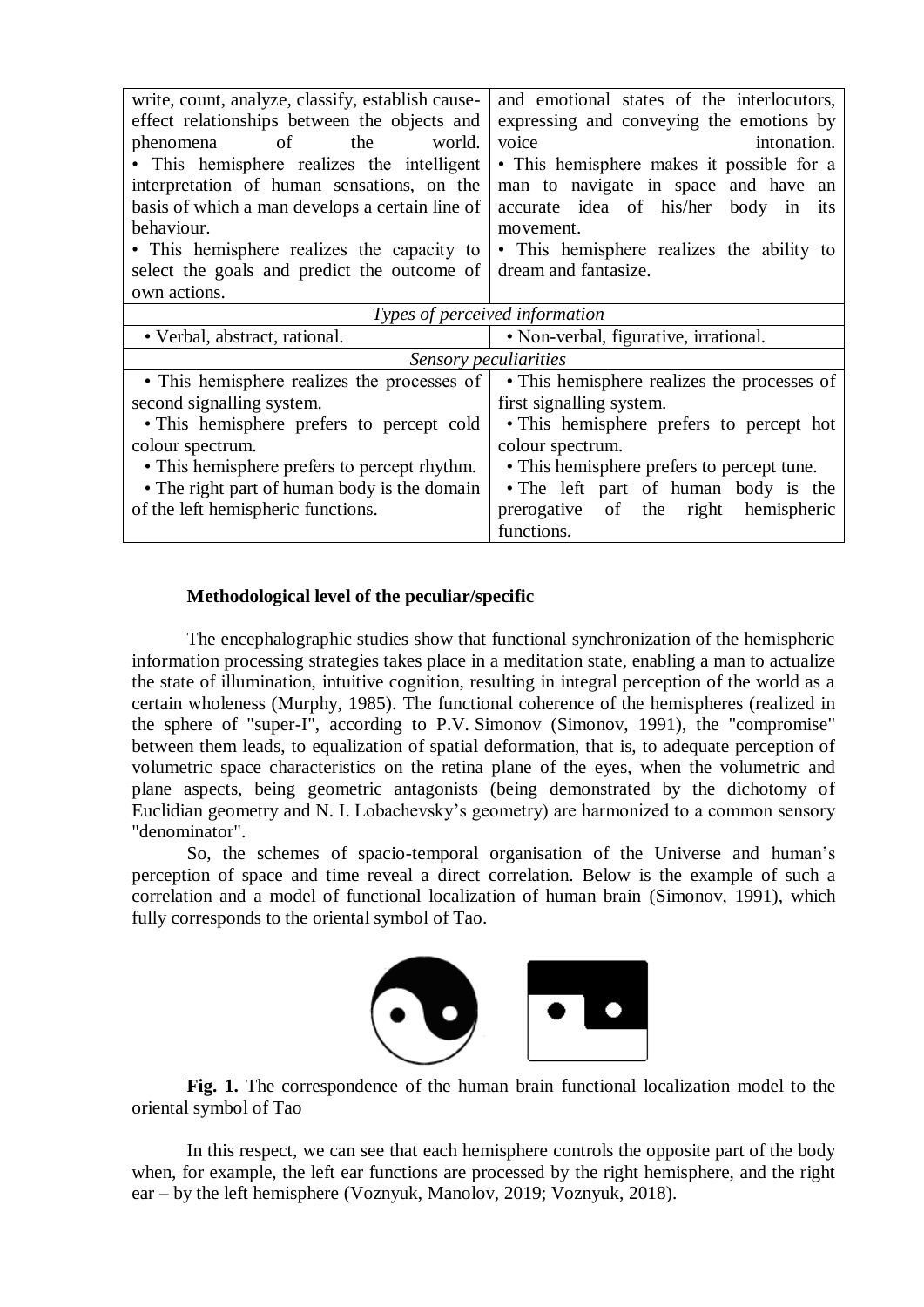| | |
|---|---|
| write, count, analyze, classify, establish cause-effect relationships between the objects and phenomena of the world. • This hemisphere realizes the intelligent interpretation of human sensations, on the basis of which a man develops a certain line of behaviour. • This hemisphere realizes the capacity to select the goals and predict the outcome of own actions. | and emotional states of the interlocutors, expressing and conveying the emotions by voice intonation. • This hemisphere makes it possible for a man to navigate in space and have an accurate idea of his/her body in its movement. • This hemisphere realizes the ability to dream and fantasize. |
| *Types of perceived information* | |
| • Verbal, abstract, rational. | • Non-verbal, figurative, irrational. |
| *Sensory peculiarities* | |
| • This hemisphere realizes the processes of second signalling system. • This hemisphere prefers to percept cold colour spectrum. • This hemisphere prefers to percept rhythm. • The right part of human body is the domain of the left hemispheric functions. | • This hemisphere realizes the processes of first signalling system. • This hemisphere prefers to percept hot colour spectrum. • This hemisphere prefers to percept tune. • The left part of human body is the prerogative of the right hemispheric functions. |

**Methodological level of the peculiar/specific**

The encephalographic studies show that functional synchronization of the hemispheric information processing strategies takes place in a meditation state, enabling a man to actualize the state of illumination, intuitive cognition, resulting in integral perception of the world as a certain wholeness (Murphy, 1985). The functional coherence of the hemispheres (realized in the sphere of "super-I", according to P.V. Simonov (Simonov, 1991), the "compromise" between them leads, to equalization of spatial deformation, that is, to adequate perception of volumetric space characteristics on the retina plane of the eyes, when the volumetric and plane aspects, being geometric antagonists (being demonstrated by the dichotomy of Euclidian geometry and N. I. Lobachevsky's geometry) are harmonized to a common sensory "denominator".

So, the schemes of spacio-temporal organisation of the Universe and human's perception of space and time reveal a direct correlation. Below is the example of such a correlation and a model of functional localization of human brain (Simonov, 1991), which fully corresponds to the oriental symbol of Tao.

**Fig. 1.** The correspondence of the human brain functional localization model to the oriental symbol of Tao

In this respect, we can see that each hemisphere controls the opposite part of the body when, for example, the left ear functions are processed by the right hemisphere, and the right ear – by the left hemisphere (Voznyuk, Manolov, 2019; Voznyuk, 2018).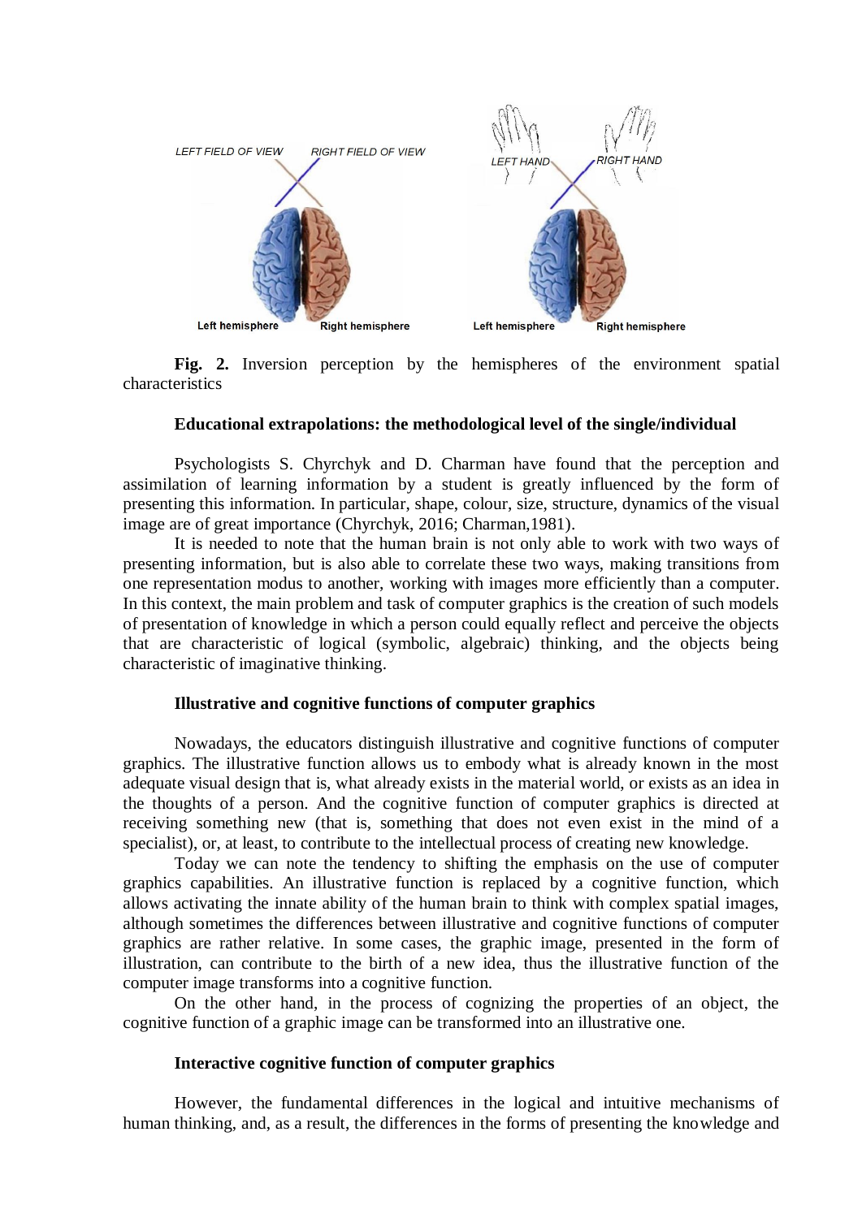**Fig. 2.** Inversion perception by the hemispheres of the environment spatial characteristics

### Educational extrapolations: the methodological level of the single/individual

Psychologists S. Chyrchyk and D. Charman have found that the perception and assimilation of learning information by a student is greatly influenced by the form of presenting this information. In particular, shape, colour, size, structure, dynamics of the visual image are of great importance (Chyrchyk, 2016; Charman,1981).

It is needed to note that the human brain is not only able to work with two ways of presenting information, but is also able to correlate these two ways, making transitions from one representation modus to another, working with images more efficiently than a computer. In this context, the main problem and task of computer graphics is the creation of such models of presentation of knowledge in which a person could equally reflect and perceive the objects that are characteristic of logical (symbolic, algebraic) thinking, and the objects being characteristic of imaginative thinking.

### Illustrative and cognitive functions of computer graphics

Nowadays, the educators distinguish illustrative and cognitive functions of computer graphics. The illustrative function allows us to embody what is already known in the most adequate visual design that is, what already exists in the material world, or exists as an idea in the thoughts of a person. And the cognitive function of computer graphics is directed at receiving something new (that is, something that does not even exist in the mind of a specialist), or, at least, to contribute to the intellectual process of creating new knowledge.

Today we can note the tendency to shifting the emphasis on the use of computer graphics capabilities. An illustrative function is replaced by a cognitive function, which allows activating the innate ability of the human brain to think with complex spatial images, although sometimes the differences between illustrative and cognitive functions of computer graphics are rather relative. In some cases, the graphic image, presented in the form of illustration, can contribute to the birth of a new idea, thus the illustrative function of the computer image transforms into a cognitive function.

On the other hand, in the process of cognizing the properties of an object, the cognitive function of a graphic image can be transformed into an illustrative one.

### Interactive cognitive function of computer graphics

However, the fundamental differences in the logical and intuitive mechanisms of human thinking, and, as a result, the differences in the forms of presenting the knowledge and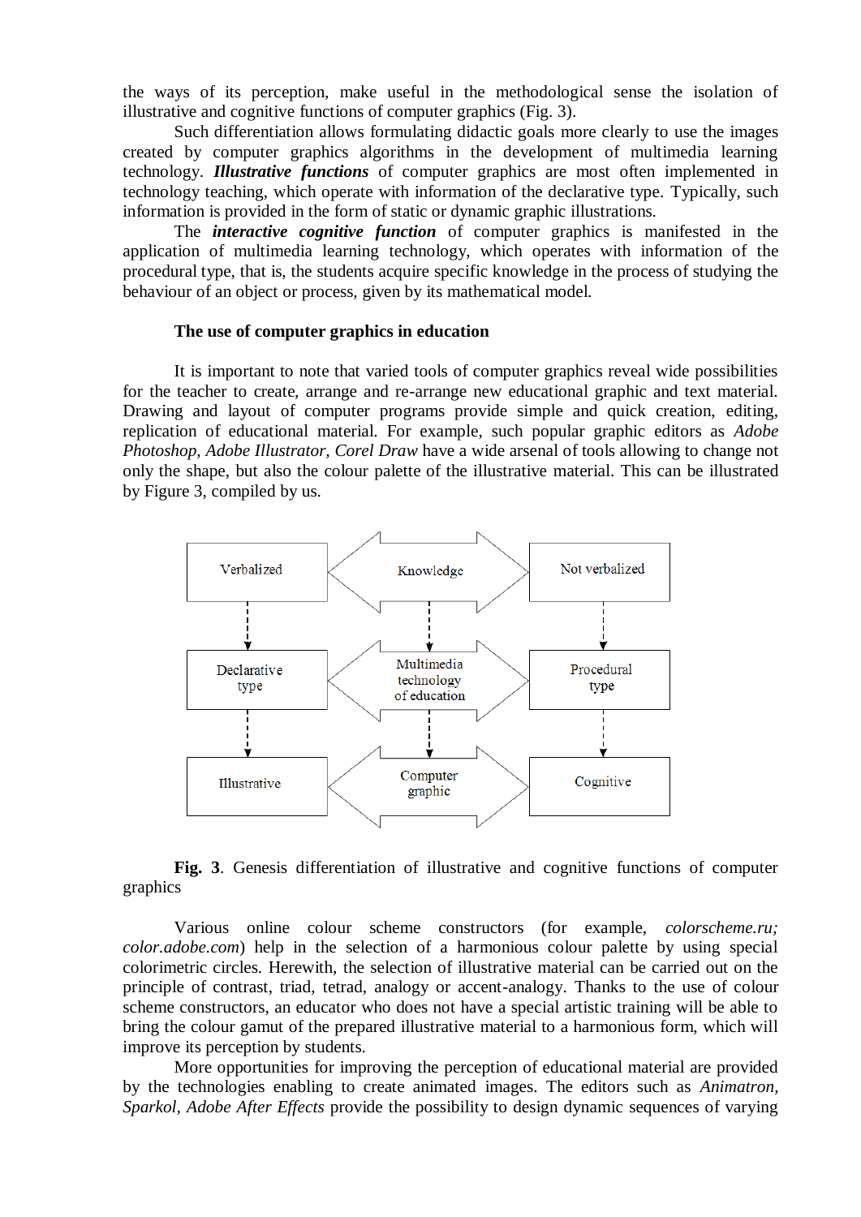the ways of its perception, make useful in the methodological sense the isolation of illustrative and cognitive functions of computer graphics (Fig. 3).

Such differentiation allows formulating didactic goals more clearly to use the images created by computer graphics algorithms in the development of multimedia learning technology. ***Illustrative functions*** of computer graphics are most often implemented in technology teaching, which operate with information of the declarative type. Typically, such information is provided in the form of static or dynamic graphic illustrations.

The ***interactive cognitive function*** of computer graphics is manifested in the application of multimedia learning technology, which operates with information of the procedural type, that is, the students acquire specific knowledge in the process of studying the behaviour of an object or process, given by its mathematical model.

### The use of computer graphics in education

It is important to note that varied tools of computer graphics reveal wide possibilities for the teacher to create, arrange and re-arrange new educational graphic and text material. Drawing and layout of computer programs provide simple and quick creation, editing, replication of educational material. For example, such popular graphic editors as *Adobe Photoshop, Adobe Illustrator, Corel Draw* have a wide arsenal of tools allowing to change not only the shape, but also the colour palette of the illustrative material. This can be illustrated by Figure 3, compiled by us.

Verbalized — Knowledge — Not verbalized

Declarative type — Multimedia technology of education — Procedural type

Illustrative — Computer graphic — Cognitive

**Fig. 3**. Genesis differentiation of illustrative and cognitive functions of computer graphics

Various online colour scheme constructors (for example, *colorscheme.ru; color.adobe.com*) help in the selection of a harmonious colour palette by using special colorimetric circles. Herewith, the selection of illustrative material can be carried out on the principle of contrast, triad, tetrad, analogy or accent-analogy. Thanks to the use of colour scheme constructors, an educator who does not have a special artistic training will be able to bring the colour gamut of the prepared illustrative material to a harmonious form, which will improve its perception by students.

More opportunities for improving the perception of educational material are provided by the technologies enabling to create animated images. The editors such as *Animatron, Sparkol, Adobe After Effects* provide the possibility to design dynamic sequences of varying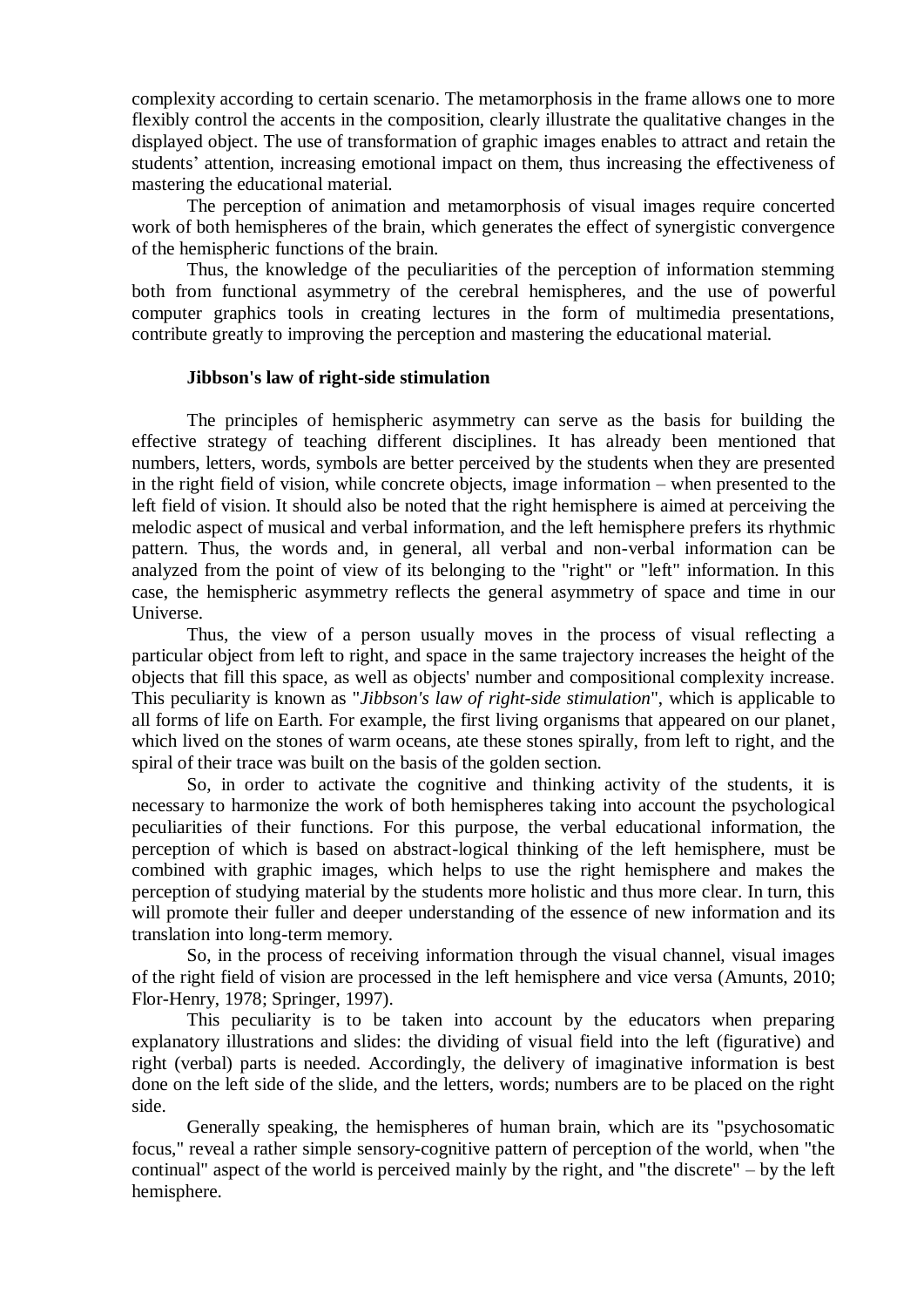complexity according to certain scenario. The metamorphosis in the frame allows one to more flexibly control the accents in the composition, clearly illustrate the qualitative changes in the displayed object. The use of transformation of graphic images enables to attract and retain the students' attention, increasing emotional impact on them, thus increasing the effectiveness of mastering the educational material.

The perception of animation and metamorphosis of visual images require concerted work of both hemispheres of the brain, which generates the effect of synergistic convergence of the hemispheric functions of the brain.

Thus, the knowledge of the peculiarities of the perception of information stemming both from functional asymmetry of the cerebral hemispheres, and the use of powerful computer graphics tools in creating lectures in the form of multimedia presentations, contribute greatly to improving the perception and mastering the educational material.

**Jibbson's law of right-side stimulation**

The principles of hemispheric asymmetry can serve as the basis for building the effective strategy of teaching different disciplines. It has already been mentioned that numbers, letters, words, symbols are better perceived by the students when they are presented in the right field of vision, while concrete objects, image information – when presented to the left field of vision. It should also be noted that the right hemisphere is aimed at perceiving the melodic aspect of musical and verbal information, and the left hemisphere prefers its rhythmic pattern. Thus, the words and, in general, all verbal and non-verbal information can be analyzed from the point of view of its belonging to the "right" or "left" information. In this case, the hemispheric asymmetry reflects the general asymmetry of space and time in our Universe.

Thus, the view of a person usually moves in the process of visual reflecting a particular object from left to right, and space in the same trajectory increases the height of the objects that fill this space, as well as objects' number and compositional complexity increase. This peculiarity is known as "*Jibbson's law of right-side stimulation*", which is applicable to all forms of life on Earth. For example, the first living organisms that appeared on our planet, which lived on the stones of warm oceans, ate these stones spirally, from left to right, and the spiral of their trace was built on the basis of the golden section.

So, in order to activate the cognitive and thinking activity of the students, it is necessary to harmonize the work of both hemispheres taking into account the psychological peculiarities of their functions. For this purpose, the verbal educational information, the perception of which is based on abstract-logical thinking of the left hemisphere, must be combined with graphic images, which helps to use the right hemisphere and makes the perception of studying material by the students more holistic and thus more clear. In turn, this will promote their fuller and deeper understanding of the essence of new information and its translation into long-term memory.

So, in the process of receiving information through the visual channel, visual images of the right field of vision are processed in the left hemisphere and vice versa (Amunts, 2010; Flor-Henry, 1978; Springer, 1997).

This peculiarity is to be taken into account by the educators when preparing explanatory illustrations and slides: the dividing of visual field into the left (figurative) and right (verbal) parts is needed. Accordingly, the delivery of imaginative information is best done on the left side of the slide, and the letters, words; numbers are to be placed on the right side.

Generally speaking, the hemispheres of human brain, which are its "psychosomatic focus," reveal a rather simple sensory-cognitive pattern of perception of the world, when "the continual" aspect of the world is perceived mainly by the right, and "the discrete" – by the left hemisphere.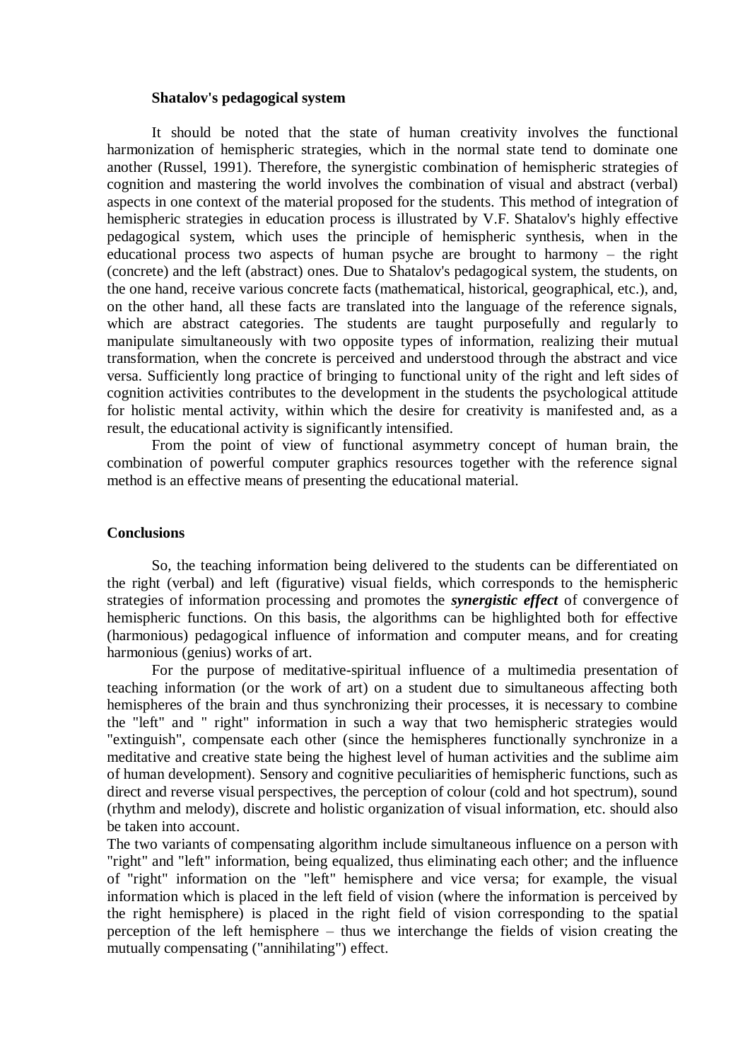### Shatalov's pedagogical system

It should be noted that the state of human creativity involves the functional harmonization of hemispheric strategies, which in the normal state tend to dominate one another (Russel, 1991). Therefore, the synergistic combination of hemispheric strategies of cognition and mastering the world involves the combination of visual and abstract (verbal) aspects in one context of the material proposed for the students. This method of integration of hemispheric strategies in education process is illustrated by V.F. Shatalov's highly effective pedagogical system, which uses the principle of hemispheric synthesis, when in the educational process two aspects of human psyche are brought to harmony – the right (concrete) and the left (abstract) ones. Due to Shatalov's pedagogical system, the students, on the one hand, receive various concrete facts (mathematical, historical, geographical, etc.), and, on the other hand, all these facts are translated into the language of the reference signals, which are abstract categories. The students are taught purposefully and regularly to manipulate simultaneously with two opposite types of information, realizing their mutual transformation, when the concrete is perceived and understood through the abstract and vice versa. Sufficiently long practice of bringing to functional unity of the right and left sides of cognition activities contributes to the development in the students the psychological attitude for holistic mental activity, within which the desire for creativity is manifested and, as a result, the educational activity is significantly intensified.

From the point of view of functional asymmetry concept of human brain, the combination of powerful computer graphics resources together with the reference signal method is an effective means of presenting the educational material.

## Conclusions

So, the teaching information being delivered to the students can be differentiated on the right (verbal) and left (figurative) visual fields, which corresponds to the hemispheric strategies of information processing and promotes the ***synergistic effect*** of convergence of hemispheric functions. On this basis, the algorithms can be highlighted both for effective (harmonious) pedagogical influence of information and computer means, and for creating harmonious (genius) works of art.

For the purpose of meditative-spiritual influence of a multimedia presentation of teaching information (or the work of art) on a student due to simultaneous affecting both hemispheres of the brain and thus synchronizing their processes, it is necessary to combine the "left" and " right" information in such a way that two hemispheric strategies would "extinguish", compensate each other (since the hemispheres functionally synchronize in a meditative and creative state being the highest level of human activities and the sublime aim of human development). Sensory and cognitive peculiarities of hemispheric functions, such as direct and reverse visual perspectives, the perception of colour (cold and hot spectrum), sound (rhythm and melody), discrete and holistic organization of visual information, etc. should also be taken into account.

The two variants of compensating algorithm include simultaneous influence on a person with "right" and "left" information, being equalized, thus eliminating each other; and the influence of "right" information on the "left" hemisphere and vice versa; for example, the visual information which is placed in the left field of vision (where the information is perceived by the right hemisphere) is placed in the right field of vision corresponding to the spatial perception of the left hemisphere – thus we interchange the fields of vision creating the mutually compensating ("annihilating") effect.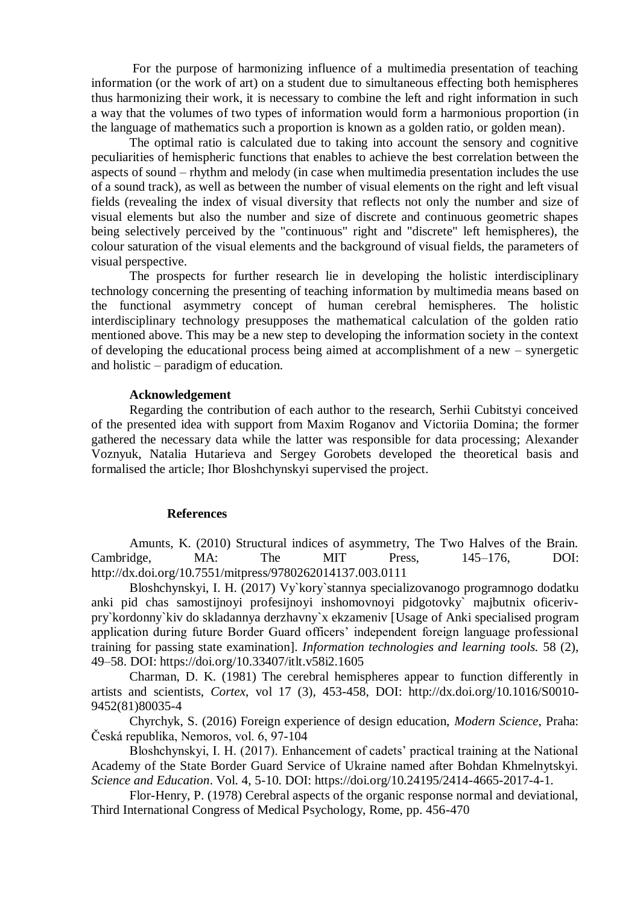For the purpose of harmonizing influence of a multimedia presentation of teaching information (or the work of art) on a student due to simultaneous effecting both hemispheres thus harmonizing their work, it is necessary to combine the left and right information in such a way that the volumes of two types of information would form a harmonious proportion (in the language of mathematics such a proportion is known as a golden ratio, or golden mean).

The optimal ratio is calculated due to taking into account the sensory and cognitive peculiarities of hemispheric functions that enables to achieve the best correlation between the aspects of sound – rhythm and melody (in case when multimedia presentation includes the use of a sound track), as well as between the number of visual elements on the right and left visual fields (revealing the index of visual diversity that reflects not only the number and size of visual elements but also the number and size of discrete and continuous geometric shapes being selectively perceived by the "continuous" right and "discrete" left hemispheres), the colour saturation of the visual elements and the background of visual fields, the parameters of visual perspective.

The prospects for further research lie in developing the holistic interdisciplinary technology concerning the presenting of teaching information by multimedia means based on the functional asymmetry concept of human cerebral hemispheres. The holistic interdisciplinary technology presupposes the mathematical calculation of the golden ratio mentioned above. This may be a new step to developing the information society in the context of developing the educational process being aimed at accomplishment of a new – synergetic and holistic – paradigm of education.

**Acknowledgement**

Regarding the contribution of each author to the research, Serhii Cubitstyi conceived of the presented idea with support from Maxim Roganov and Victoriia Domina; the former gathered the necessary data while the latter was responsible for data processing; Alexander Voznyuk, Natalia Hutarieva and Sergey Gorobets developed the theoretical basis and formalised the article; Ihor Bloshchynskyi supervised the project.

**References**

Amunts, K. (2010) Structural indices of asymmetry, The Two Halves of the Brain. Cambridge, MA: The MIT Press, 145–176, DOI: http://dx.doi.org/10.7551/mitpress/9780262014137.003.0111

Bloshchynskyi, I. H. (2017) Vy`kory`stannya specializovanogo programnogo dodatku anki pid chas samostijnoyi profesijnoyi inshomovnoyi pidgotovky` majbutnix oficeriv-pry`kordonny`kiv do skladannya derzhavny`x ekzameniv [Usage of Anki specialised program application during future Border Guard officers' independent foreign language professional training for passing state examination]. *Information technologies and learning tools.* 58 (2), 49–58. DOI: https://doi.org/10.33407/itlt.v58i2.1605

Charman, D. K. (1981) The cerebral hemispheres appear to function differently in artists and scientists, *Cortex*, vol 17 (3), 453-458, DOI: http://dx.doi.org/10.1016/S0010-9452(81)80035-4

Chyrchyk, S. (2016) Foreign experience of design education, *Modern Science*, Praha: Česká republika, Nemoros, vol. 6, 97-104

Bloshchynskyi, I. H. (2017). Enhancement of cadets' practical training at the National Academy of the State Border Guard Service of Ukraine named after Bohdan Khmelnytskyi. *Science and Education*. Vol. 4, 5-10. DOI: https://doi.org/10.24195/2414-4665-2017-4-1.

Flor-Henry, P. (1978) Cerebral aspects of the organic response normal and deviational, Third International Congress of Medical Psychology, Rome, pp. 456-470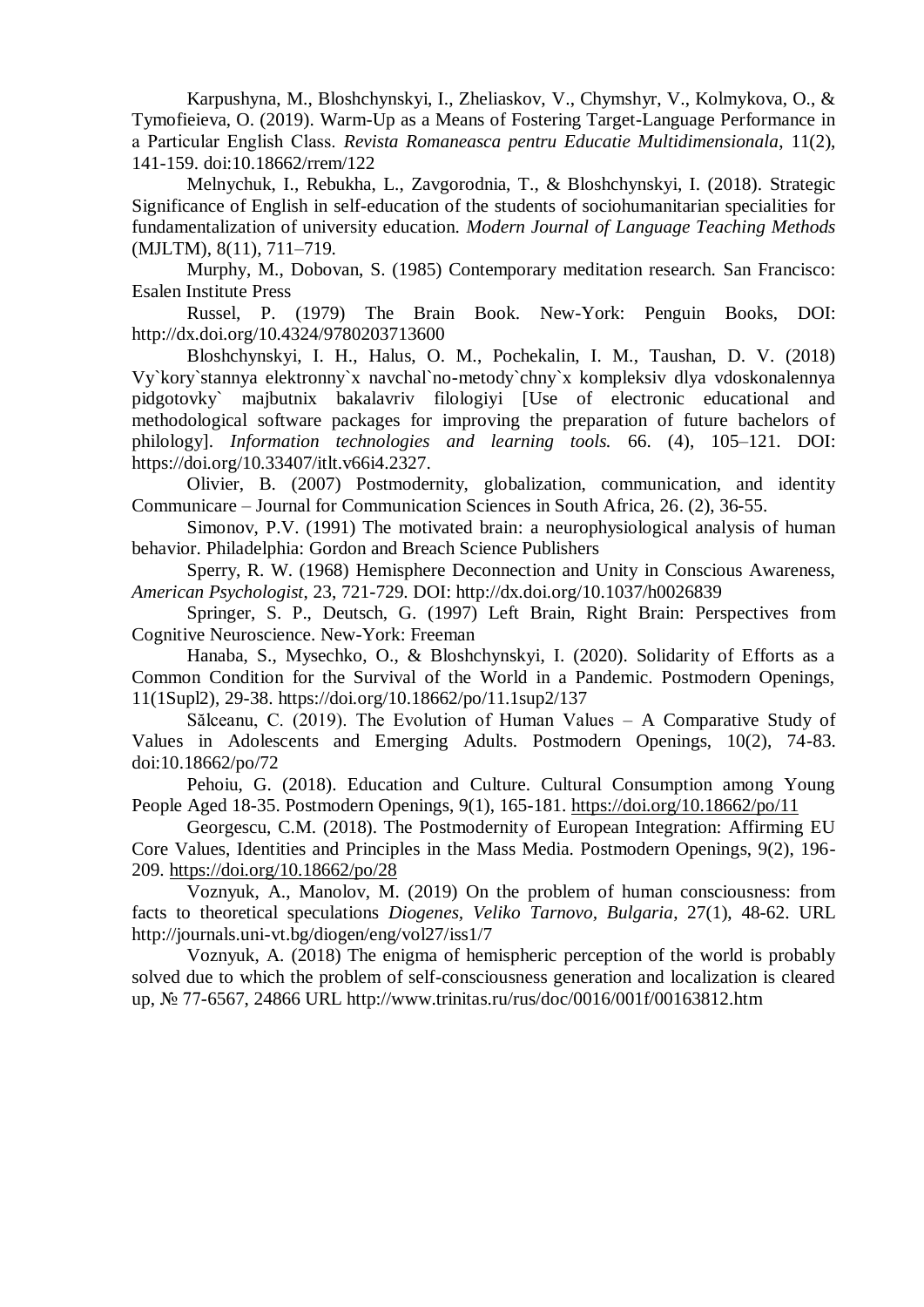Karpushyna, M., Bloshchynskyi, I., Zheliaskov, V., Chymshyr, V., Kolmykova, O., & Tymofieieva, O. (2019). Warm-Up as a Means of Fostering Target-Language Performance in a Particular English Class. *Revista Romaneasca pentru Educatie Multidimensionala*, 11(2), 141-159. doi:10.18662/rrem/122

Melnychuk, I., Rebukha, L., Zavgorodnia, T., & Bloshchynskyi, I. (2018). Strategic Significance of English in self-education of the students of sociohumanitarian specialities for fundamentalization of university education. *Modern Journal of Language Teaching Methods* (MJLTM), 8(11), 711–719.

Murphy, M., Dobovan, S. (1985) Contemporary meditation research. San Francisco: Esalen Institute Press

Russel, P. (1979) The Brain Book. New-York: Penguin Books, DOI: http://dx.doi.org/10.4324/9780203713600

Bloshchynskyi, I. H., Halus, O. M., Pochekalin, I. M., Taushan, D. V. (2018) Vy`kory`stannya elektronny`x navchal`no-metody`chny`x kompleksiv dlya vdoskonalennya pidgotovky` majbutnix bakalavriv filologiyi [Use of electronic educational and methodological software packages for improving the preparation of future bachelors of philology]. *Information technologies and learning tools.* 66. (4), 105–121. DOI: https://doi.org/10.33407/itlt.v66i4.2327.

Olivier, B. (2007) Postmodernity, globalization, communication, and identity Communicare – Journal for Communication Sciences in South Africa, 26. (2), 36-55.

Simonov, P.V. (1991) The motivated brain: a neurophysiological analysis of human behavior. Philadelphia: Gordon and Breach Science Publishers

Sperry, R. W. (1968) Hemisphere Deconnection and Unity in Conscious Awareness, *American Psychologist*, 23, 721-729. DOI: http://dx.doi.org/10.1037/h0026839

Springer, S. P., Deutsch, G. (1997) Left Brain, Right Brain: Perspectives from Cognitive Neuroscience. New-York: Freeman

Hanaba, S., Mysechko, O., & Bloshchynskyi, I. (2020). Solidarity of Efforts as a Common Condition for the Survival of the World in a Pandemic. Postmodern Openings, 11(1Supl2), 29-38. https://doi.org/10.18662/po/11.1sup2/137

Sălceanu, C. (2019). The Evolution of Human Values – A Comparative Study of Values in Adolescents and Emerging Adults. Postmodern Openings, 10(2), 74-83. doi:10.18662/po/72

Pehoiu, G. (2018). Education and Culture. Cultural Consumption among Young People Aged 18-35. Postmodern Openings, 9(1), 165-181. https://doi.org/10.18662/po/11

Georgescu, C.M. (2018). The Postmodernity of European Integration: Affirming EU Core Values, Identities and Principles in the Mass Media. Postmodern Openings, 9(2), 196-209. https://doi.org/10.18662/po/28

Voznyuk, A., Manolov, M. (2019) On the problem of human consciousness: from facts to theoretical speculations *Diogenes, Veliko Tarnovo, Bulgaria*, 27(1), 48-62. URL http://journals.uni-vt.bg/diogen/eng/vol27/iss1/7

Voznyuk, A. (2018) The enigma of hemispheric perception of the world is probably solved due to which the problem of self-consciousness generation and localization is cleared up, № 77-6567, 24866 URL http://www.trinitas.ru/rus/doc/0016/001f/00163812.htm